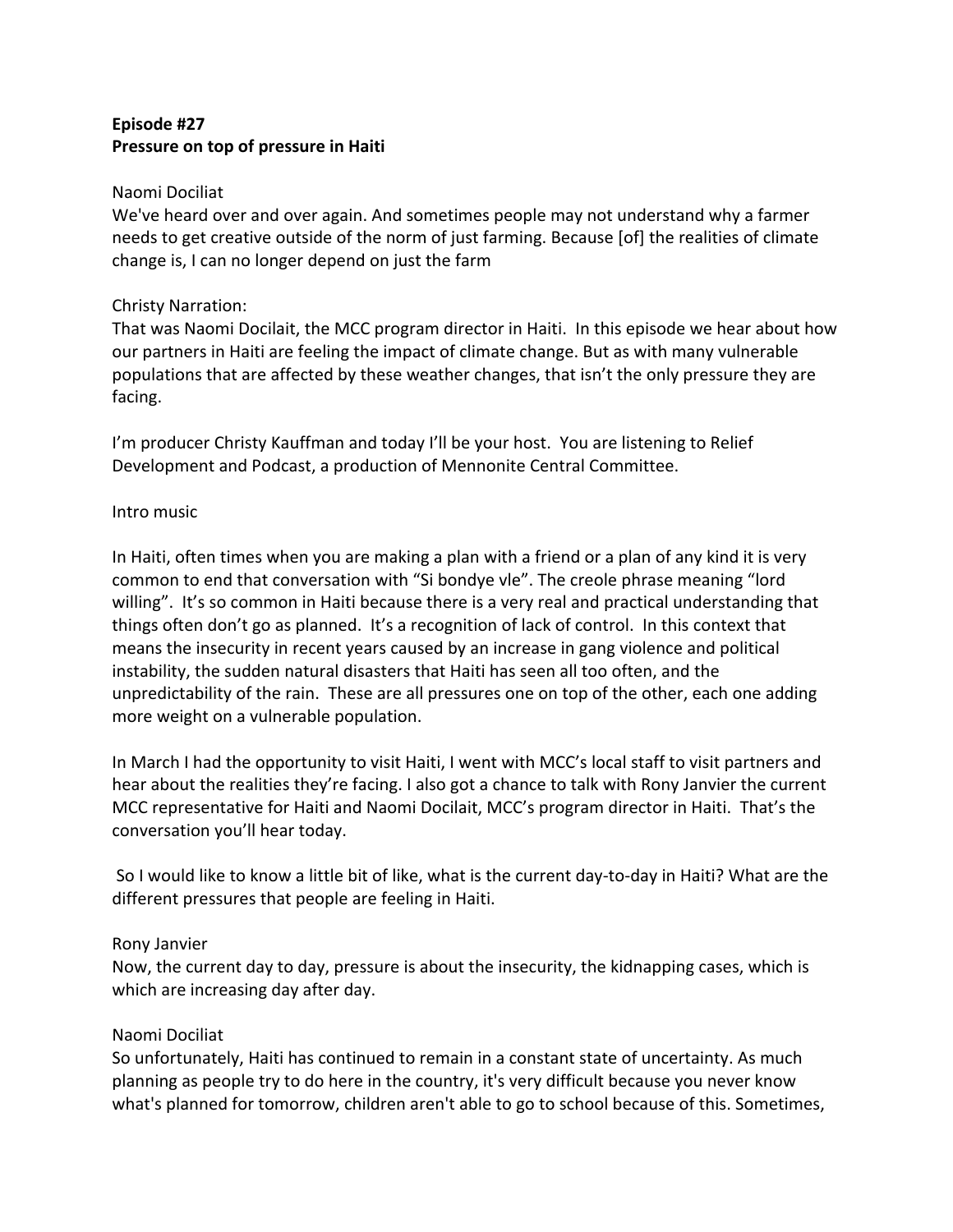**Episode #27**
**Pressure on top of pressure in Haiti**

Naomi Dociliat
We've heard over and over again. And sometimes people may not understand why a farmer needs to get creative outside of the norm of just farming. Because [of] the realities of climate change is, I can no longer depend on just the farm

Christy Narration:
That was Naomi Docilait, the MCC program director in Haiti. In this episode we hear about how our partners in Haiti are feeling the impact of climate change. But as with many vulnerable populations that are affected by these weather changes, that isn't the only pressure they are facing.

I'm producer Christy Kauffman and today I'll be your host. You are listening to Relief Development and Podcast, a production of Mennonite Central Committee.

Intro music

In Haiti, often times when you are making a plan with a friend or a plan of any kind it is very common to end that conversation with "Si bondye vle". The creole phrase meaning "lord willing". It's so common in Haiti because there is a very real and practical understanding that things often don't go as planned. It's a recognition of lack of control. In this context that means the insecurity in recent years caused by an increase in gang violence and political instability, the sudden natural disasters that Haiti has seen all too often, and the unpredictability of the rain. These are all pressures one on top of the other, each one adding more weight on a vulnerable population.

In March I had the opportunity to visit Haiti, I went with MCC's local staff to visit partners and hear about the realities they're facing. I also got a chance to talk with Rony Janvier the current MCC representative for Haiti and Naomi Docilait, MCC's program director in Haiti. That's the conversation you'll hear today.

So I would like to know a little bit of like, what is the current day-to-day in Haiti? What are the different pressures that people are feeling in Haiti.

Rony Janvier
Now, the current day to day, pressure is about the insecurity, the kidnapping cases, which is which are increasing day after day.

Naomi Dociliat
So unfortunately, Haiti has continued to remain in a constant state of uncertainty. As much planning as people try to do here in the country, it's very difficult because you never know what's planned for tomorrow, children aren't able to go to school because of this. Sometimes,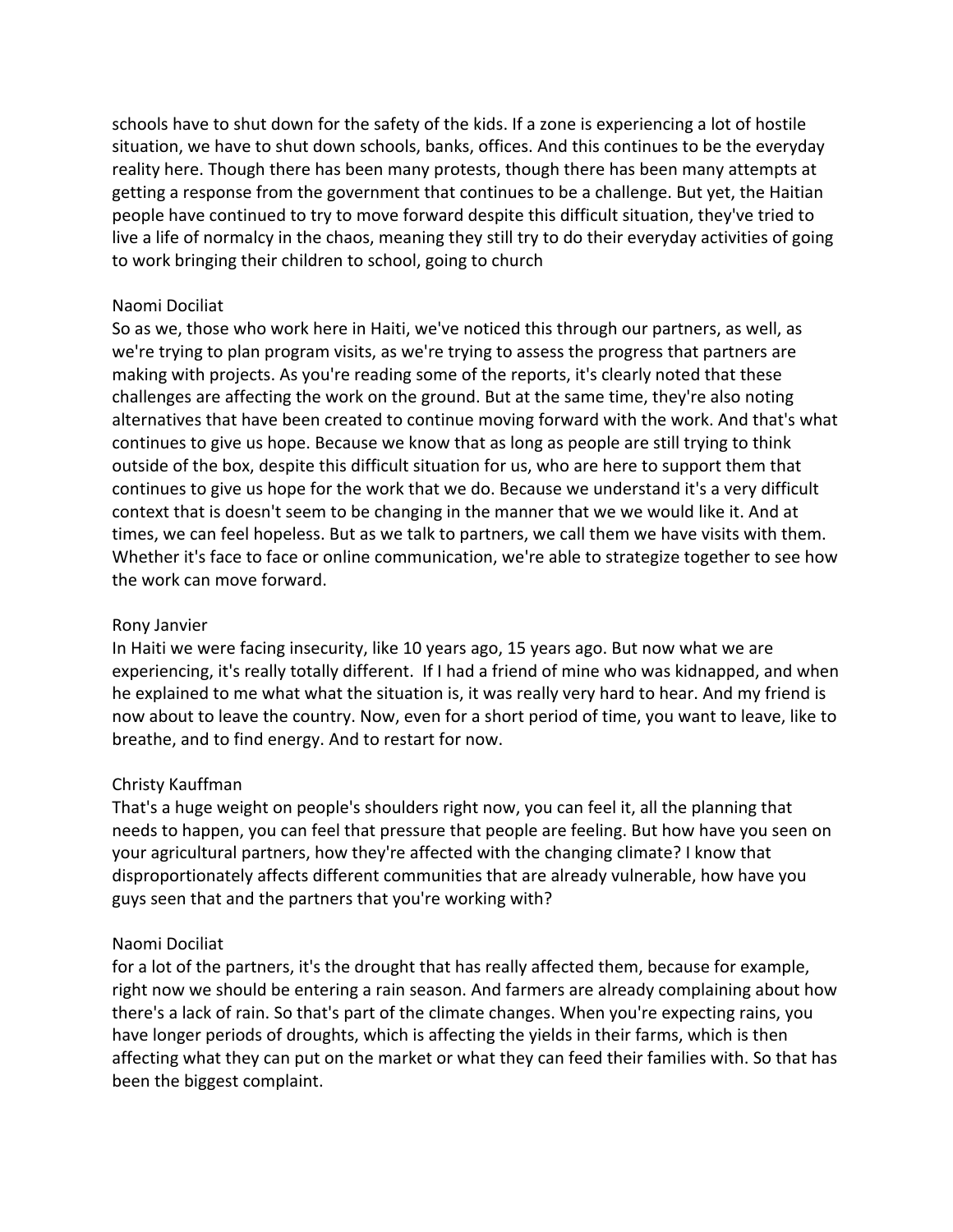schools have to shut down for the safety of the kids. If a zone is experiencing a lot of hostile situation, we have to shut down schools, banks, offices. And this continues to be the everyday reality here. Though there has been many protests, though there has been many attempts at getting a response from the government that continues to be a challenge. But yet, the Haitian people have continued to try to move forward despite this difficult situation, they've tried to live a life of normalcy in the chaos, meaning they still try to do their everyday activities of going to work bringing their children to school, going to church

Naomi Dociliat
So as we, those who work here in Haiti, we've noticed this through our partners, as well, as we're trying to plan program visits, as we're trying to assess the progress that partners are making with projects. As you're reading some of the reports, it's clearly noted that these challenges are affecting the work on the ground. But at the same time, they're also noting alternatives that have been created to continue moving forward with the work. And that's what continues to give us hope. Because we know that as long as people are still trying to think outside of the box, despite this difficult situation for us, who are here to support them that continues to give us hope for the work that we do. Because we understand it's a very difficult context that is doesn't seem to be changing in the manner that we we would like it. And at times, we can feel hopeless. But as we talk to partners, we call them we have visits with them. Whether it's face to face or online communication, we're able to strategize together to see how the work can move forward.

Rony Janvier
In Haiti we were facing insecurity, like 10 years ago, 15 years ago. But now what we are experiencing, it's really totally different. If I had a friend of mine who was kidnapped, and when he explained to me what what the situation is, it was really very hard to hear. And my friend is now about to leave the country. Now, even for a short period of time, you want to leave, like to breathe, and to find energy. And to restart for now.

Christy Kauffman
That's a huge weight on people's shoulders right now, you can feel it, all the planning that needs to happen, you can feel that pressure that people are feeling. But how have you seen on your agricultural partners, how they're affected with the changing climate? I know that disproportionately affects different communities that are already vulnerable, how have you guys seen that and the partners that you're working with?

Naomi Dociliat
for a lot of the partners, it's the drought that has really affected them, because for example, right now we should be entering a rain season. And farmers are already complaining about how there's a lack of rain. So that's part of the climate changes. When you're expecting rains, you have longer periods of droughts, which is affecting the yields in their farms, which is then affecting what they can put on the market or what they can feed their families with. So that has been the biggest complaint.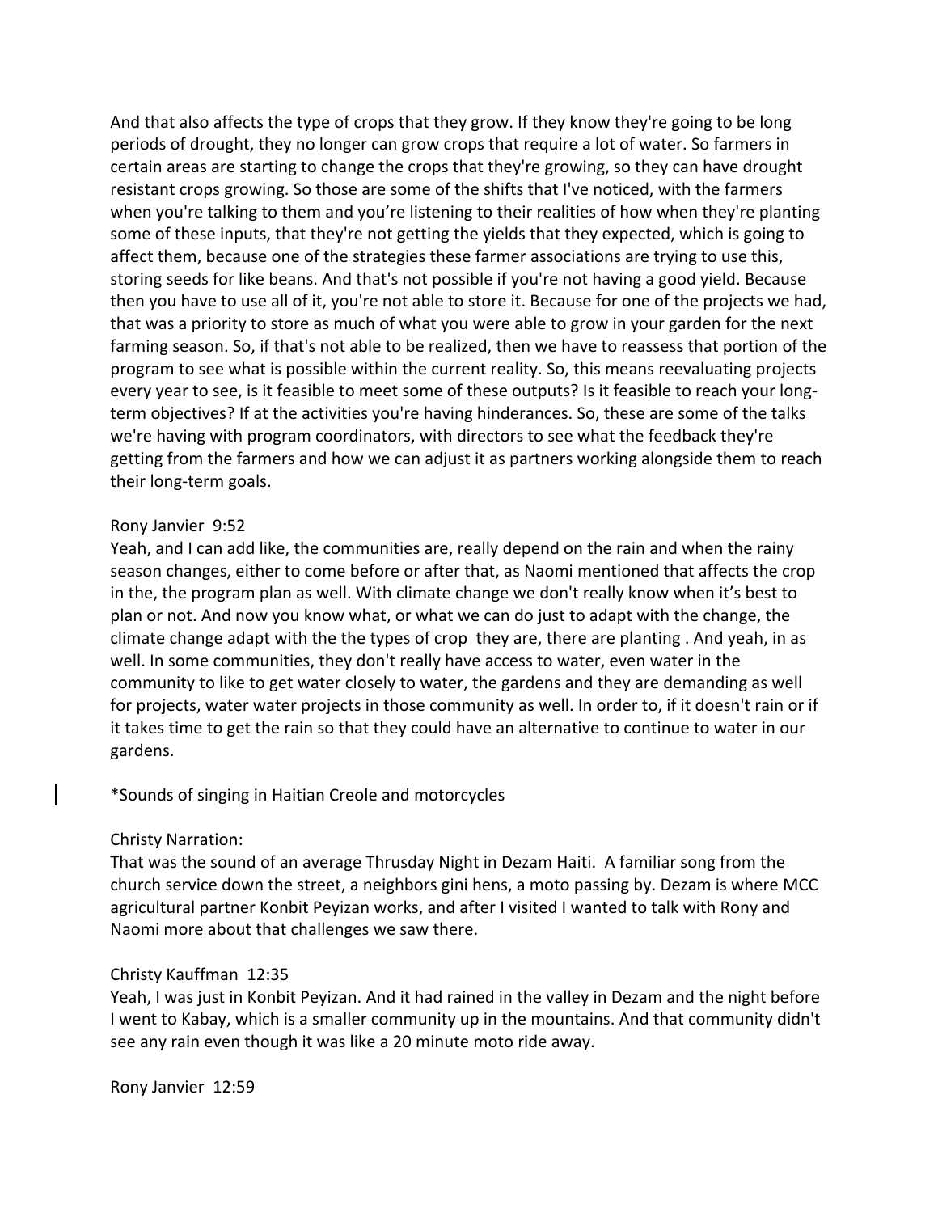And that also affects the type of crops that they grow. If they know they're going to be long periods of drought, they no longer can grow crops that require a lot of water. So farmers in certain areas are starting to change the crops that they're growing, so they can have drought resistant crops growing. So those are some of the shifts that I've noticed, with the farmers when you're talking to them and you're listening to their realities of how when they're planting some of these inputs, that they're not getting the yields that they expected, which is going to affect them, because one of the strategies these farmer associations are trying to use this, storing seeds for like beans. And that's not possible if you're not having a good yield. Because then you have to use all of it, you're not able to store it. Because for one of the projects we had, that was a priority to store as much of what you were able to grow in your garden for the next farming season. So, if that's not able to be realized, then we have to reassess that portion of the program to see what is possible within the current reality. So, this means reevaluating projects every year to see, is it feasible to meet some of these outputs? Is it feasible to reach your long-term objectives? If at the activities you're having hinderances. So, these are some of the talks we're having with program coordinators, with directors to see what the feedback they're getting from the farmers and how we can adjust it as partners working alongside them to reach their long-term goals.

Rony Janvier 9:52
Yeah, and I can add like, the communities are, really depend on the rain and when the rainy season changes, either to come before or after that, as Naomi mentioned that affects the crop in the, the program plan as well. With climate change we don't really know when it's best to plan or not. And now you know what, or what we can do just to adapt with the change, the climate change adapt with the the types of crop they are, there are planting . And yeah, in as well. In some communities, they don't really have access to water, even water in the community to like to get water closely to water, the gardens and they are demanding as well for projects, water water projects in those community as well. In order to, if it doesn't rain or if it takes time to get the rain so that they could have an alternative to continue to water in our gardens.

*Sounds of singing in Haitian Creole and motorcycles

Christy Narration:
That was the sound of an average Thrusday Night in Dezam Haiti. A familiar song from the church service down the street, a neighbors gini hens, a moto passing by. Dezam is where MCC agricultural partner Konbit Peyizan works, and after I visited I wanted to talk with Rony and Naomi more about that challenges we saw there.

Christy Kauffman 12:35
Yeah, I was just in Konbit Peyizan. And it had rained in the valley in Dezam and the night before I went to Kabay, which is a smaller community up in the mountains. And that community didn't see any rain even though it was like a 20 minute moto ride away.

Rony Janvier 12:59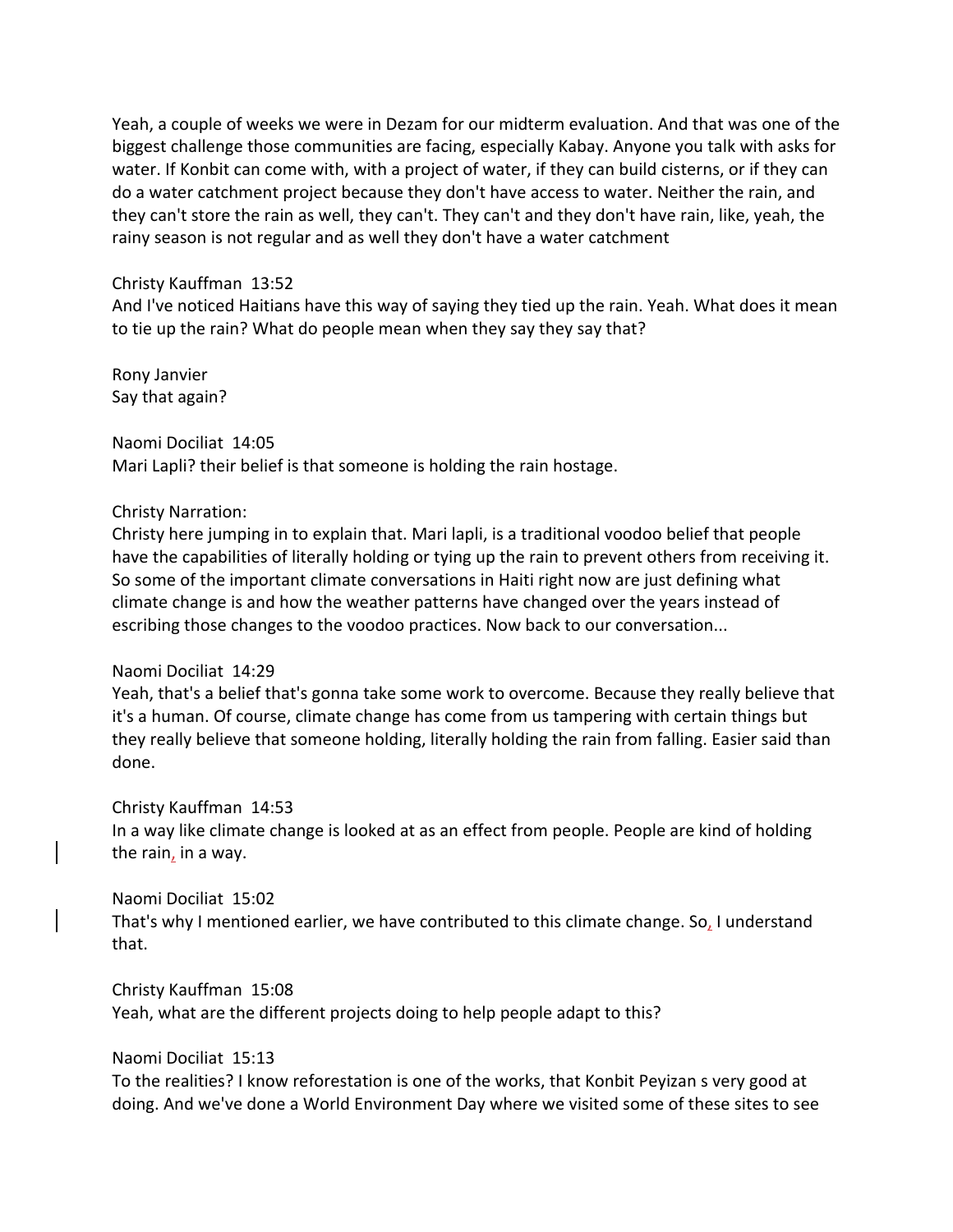Yeah, a couple of weeks we were in Dezam for our midterm evaluation. And that was one of the biggest challenge those communities are facing, especially Kabay. Anyone you talk with asks for water. If Konbit can come with, with a project of water, if they can build cisterns, or if they can do a water catchment project because they don't have access to water. Neither the rain, and they can't store the rain as well, they can't. They can't and they don't have rain, like, yeah, the rainy season is not regular and as well they don't have a water catchment

Christy Kauffman 13:52
And I've noticed Haitians have this way of saying they tied up the rain. Yeah. What does it mean to tie up the rain? What do people mean when they say they say that?

Rony Janvier
Say that again?

Naomi Dociliat 14:05
Mari Lapli? their belief is that someone is holding the rain hostage.

Christy Narration:
Christy here jumping in to explain that. Mari lapli, is a traditional voodoo belief that people have the capabilities of literally holding or tying up the rain to prevent others from receiving it. So some of the important climate conversations in Haiti right now are just defining what climate change is and how the weather patterns have changed over the years instead of escribing those changes to the voodoo practices. Now back to our conversation...

Naomi Dociliat 14:29
Yeah, that's a belief that's gonna take some work to overcome. Because they really believe that it's a human. Of course, climate change has come from us tampering with certain things but they really believe that someone holding, literally holding the rain from falling. Easier said than done.

Christy Kauffman 14:53
In a way like climate change is looked at as an effect from people. People are kind of holding the rain, in a way.

Naomi Dociliat 15:02
That's why I mentioned earlier, we have contributed to this climate change. So, I understand that.

Christy Kauffman 15:08
Yeah, what are the different projects doing to help people adapt to this?

Naomi Dociliat 15:13
To the realities? I know reforestation is one of the works, that Konbit Peyizan s very good at doing. And we've done a World Environment Day where we visited some of these sites to see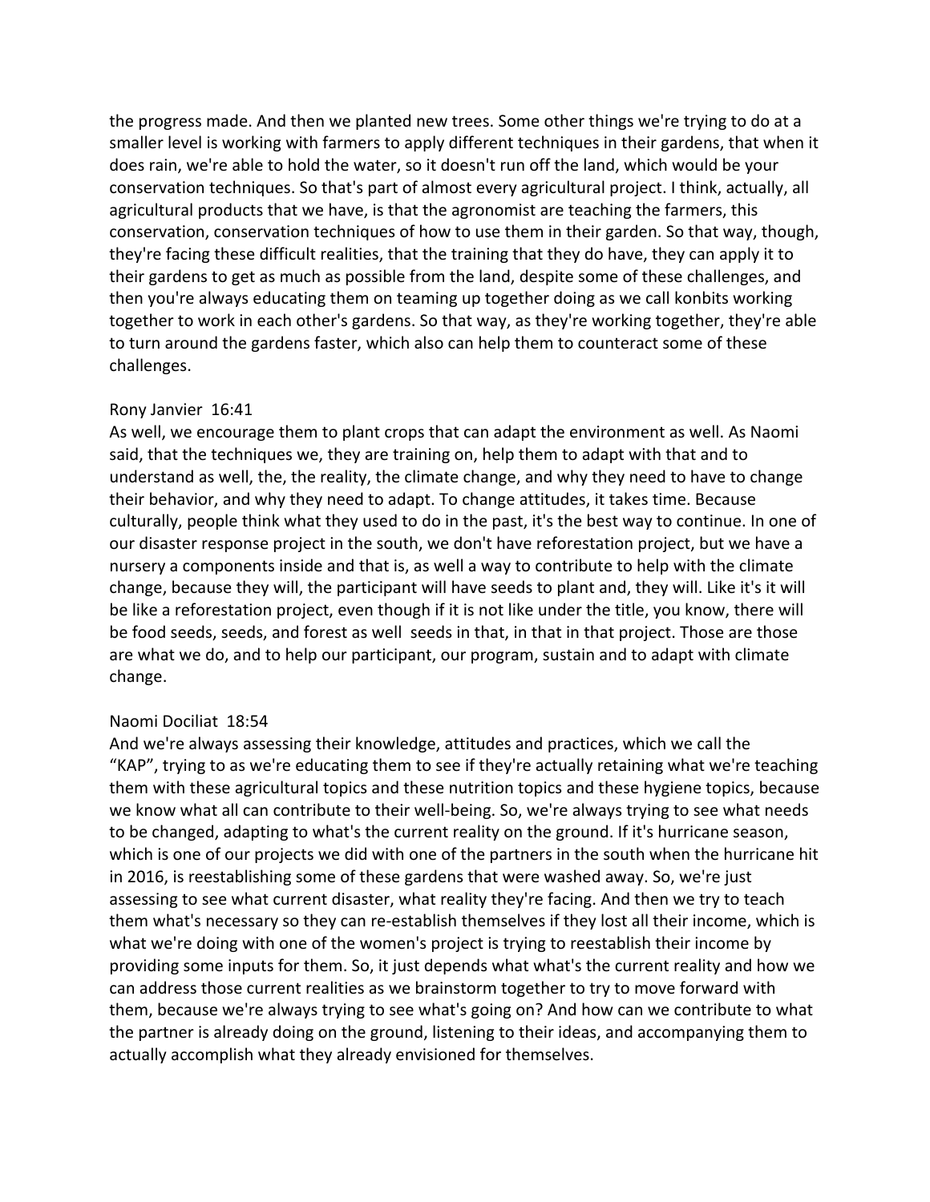the progress made. And then we planted new trees. Some other things we're trying to do at a smaller level is working with farmers to apply different techniques in their gardens, that when it does rain, we're able to hold the water, so it doesn't run off the land, which would be your conservation techniques. So that's part of almost every agricultural project. I think, actually, all agricultural products that we have, is that the agronomist are teaching the farmers, this conservation, conservation techniques of how to use them in their garden. So that way, though, they're facing these difficult realities, that the training that they do have, they can apply it to their gardens to get as much as possible from the land, despite some of these challenges, and then you're always educating them on teaming up together doing as we call konbits working together to work in each other's gardens. So that way, as they're working together, they're able to turn around the gardens faster, which also can help them to counteract some of these challenges.

Rony Janvier 16:41

As well, we encourage them to plant crops that can adapt the environment as well. As Naomi said, that the techniques we, they are training on, help them to adapt with that and to understand as well, the, the reality, the climate change, and why they need to have to change their behavior, and why they need to adapt. To change attitudes, it takes time. Because culturally, people think what they used to do in the past, it's the best way to continue. In one of our disaster response project in the south, we don't have reforestation project, but we have a nursery a components inside and that is, as well a way to contribute to help with the climate change, because they will, the participant will have seeds to plant and, they will. Like it's it will be like a reforestation project, even though if it is not like under the title, you know, there will be food seeds, seeds, and forest as well seeds in that, in that in that project. Those are those are what we do, and to help our participant, our program, sustain and to adapt with climate change.

Naomi Dociliat 18:54

And we're always assessing their knowledge, attitudes and practices, which we call the "KAP", trying to as we're educating them to see if they're actually retaining what we're teaching them with these agricultural topics and these nutrition topics and these hygiene topics, because we know what all can contribute to their well-being. So, we're always trying to see what needs to be changed, adapting to what's the current reality on the ground. If it's hurricane season, which is one of our projects we did with one of the partners in the south when the hurricane hit in 2016, is reestablishing some of these gardens that were washed away. So, we're just assessing to see what current disaster, what reality they're facing. And then we try to teach them what's necessary so they can re-establish themselves if they lost all their income, which is what we're doing with one of the women's project is trying to reestablish their income by providing some inputs for them. So, it just depends what what's the current reality and how we can address those current realities as we brainstorm together to try to move forward with them, because we're always trying to see what's going on? And how can we contribute to what the partner is already doing on the ground, listening to their ideas, and accompanying them to actually accomplish what they already envisioned for themselves.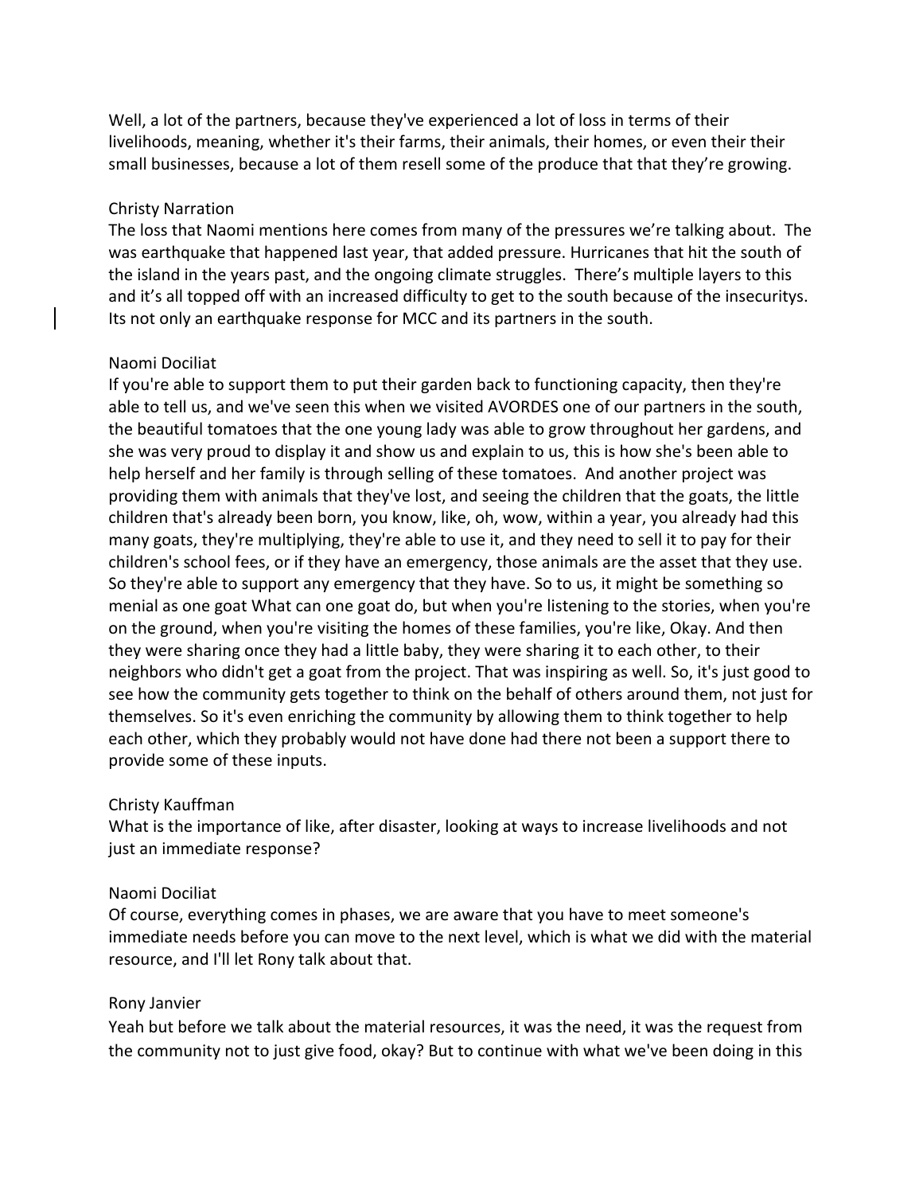Well, a lot of the partners, because they've experienced a lot of loss in terms of their livelihoods, meaning, whether it's their farms, their animals, their homes, or even their their small businesses, because a lot of them resell some of the produce that that they're growing.

Christy Narration
The loss that Naomi mentions here comes from many of the pressures we're talking about. The was earthquake that happened last year, that added pressure. Hurricanes that hit the south of the island in the years past, and the ongoing climate struggles. There's multiple layers to this and it's all topped off with an increased difficulty to get to the south because of the insecuritys. Its not only an earthquake response for MCC and its partners in the south.

Naomi Dociliat
If you're able to support them to put their garden back to functioning capacity, then they're able to tell us, and we've seen this when we visited AVORDES one of our partners in the south, the beautiful tomatoes that the one young lady was able to grow throughout her gardens, and she was very proud to display it and show us and explain to us, this is how she's been able to help herself and her family is through selling of these tomatoes. And another project was providing them with animals that they've lost, and seeing the children that the goats, the little children that's already been born, you know, like, oh, wow, within a year, you already had this many goats, they're multiplying, they're able to use it, and they need to sell it to pay for their children's school fees, or if they have an emergency, those animals are the asset that they use. So they're able to support any emergency that they have. So to us, it might be something so menial as one goat What can one goat do, but when you're listening to the stories, when you're on the ground, when you're visiting the homes of these families, you're like, Okay. And then they were sharing once they had a little baby, they were sharing it to each other, to their neighbors who didn't get a goat from the project. That was inspiring as well. So, it's just good to see how the community gets together to think on the behalf of others around them, not just for themselves. So it's even enriching the community by allowing them to think together to help each other, which they probably would not have done had there not been a support there to provide some of these inputs.

Christy Kauffman
What is the importance of like, after disaster, looking at ways to increase livelihoods and not just an immediate response?

Naomi Dociliat
Of course, everything comes in phases, we are aware that you have to meet someone's immediate needs before you can move to the next level, which is what we did with the material resource, and I'll let Rony talk about that.

Rony Janvier
Yeah but before we talk about the material resources, it was the need, it was the request from the community not to just give food, okay? But to continue with what we've been doing in this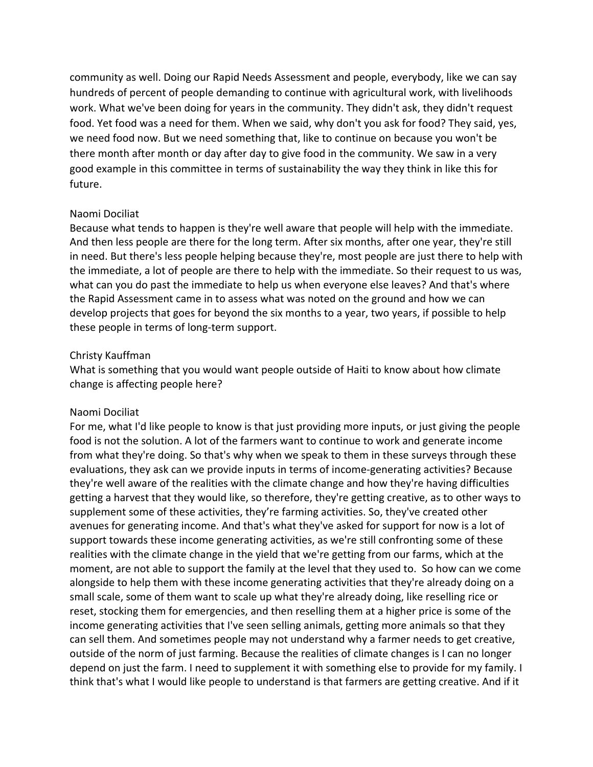community as well. Doing our Rapid Needs Assessment and people, everybody, like we can say hundreds of percent of people demanding to continue with agricultural work, with livelihoods work. What we've been doing for years in the community. They didn't ask, they didn't request food. Yet food was a need for them. When we said, why don't you ask for food? They said, yes, we need food now. But we need something that, like to continue on because you won't be there month after month or day after day to give food in the community. We saw in a very good example in this committee in terms of sustainability the way they think in like this for future.

Naomi Dociliat
Because what tends to happen is they're well aware that people will help with the immediate. And then less people are there for the long term. After six months, after one year, they're still in need. But there's less people helping because they're, most people are just there to help with the immediate, a lot of people are there to help with the immediate. So their request to us was, what can you do past the immediate to help us when everyone else leaves? And that's where the Rapid Assessment came in to assess what was noted on the ground and how we can develop projects that goes for beyond the six months to a year, two years, if possible to help these people in terms of long-term support.

Christy Kauffman
What is something that you would want people outside of Haiti to know about how climate change is affecting people here?

Naomi Dociliat
For me, what I'd like people to know is that just providing more inputs, or just giving the people food is not the solution. A lot of the farmers want to continue to work and generate income from what they're doing. So that's why when we speak to them in these surveys through these evaluations, they ask can we provide inputs in terms of income-generating activities? Because they're well aware of the realities with the climate change and how they're having difficulties getting a harvest that they would like, so therefore, they're getting creative, as to other ways to supplement some of these activities, they're farming activities. So, they've created other avenues for generating income. And that's what they've asked for support for now is a lot of support towards these income generating activities, as we're still confronting some of these realities with the climate change in the yield that we're getting from our farms, which at the moment, are not able to support the family at the level that they used to. So how can we come alongside to help them with these income generating activities that they're already doing on a small scale, some of them want to scale up what they're already doing, like reselling rice or reset, stocking them for emergencies, and then reselling them at a higher price is some of the income generating activities that I've seen selling animals, getting more animals so that they can sell them. And sometimes people may not understand why a farmer needs to get creative, outside of the norm of just farming. Because the realities of climate changes is I can no longer depend on just the farm. I need to supplement it with something else to provide for my family. I think that's what I would like people to understand is that farmers are getting creative. And if it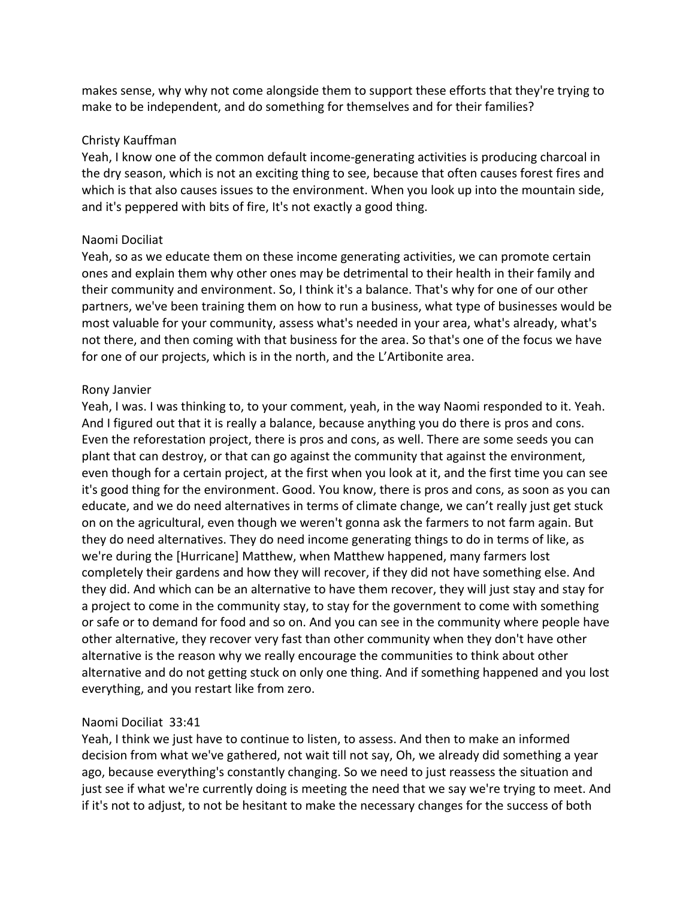makes sense, why why not come alongside them to support these efforts that they're trying to make to be independent, and do something for themselves and for their families?

Christy Kauffman
Yeah, I know one of the common default income-generating activities is producing charcoal in the dry season, which is not an exciting thing to see, because that often causes forest fires and which is that also causes issues to the environment. When you look up into the mountain side, and it's peppered with bits of fire, It's not exactly a good thing.

Naomi Dociliat
Yeah, so as we educate them on these income generating activities, we can promote certain ones and explain them why other ones may be detrimental to their health in their family and their community and environment. So, I think it's a balance. That's why for one of our other partners, we've been training them on how to run a business, what type of businesses would be most valuable for your community, assess what's needed in your area, what's already, what's not there, and then coming with that business for the area. So that's one of the focus we have for one of our projects, which is in the north, and the L'Artibonite area.

Rony Janvier
Yeah, I was. I was thinking to, to your comment, yeah, in the way Naomi responded to it. Yeah. And I figured out that it is really a balance, because anything you do there is pros and cons. Even the reforestation project, there is pros and cons, as well. There are some seeds you can plant that can destroy, or that can go against the community that against the environment, even though for a certain project, at the first when you look at it, and the first time you can see it's good thing for the environment. Good. You know, there is pros and cons, as soon as you can educate, and we do need alternatives in terms of climate change, we can't really just get stuck on on the agricultural, even though we weren't gonna ask the farmers to not farm again. But they do need alternatives. They do need income generating things to do in terms of like, as we're during the [Hurricane] Matthew, when Matthew happened, many farmers lost completely their gardens and how they will recover, if they did not have something else. And they did. And which can be an alternative to have them recover, they will just stay and stay for a project to come in the community stay, to stay for the government to come with something or safe or to demand for food and so on. And you can see in the community where people have other alternative, they recover very fast than other community when they don't have other alternative is the reason why we really encourage the communities to think about other alternative and do not getting stuck on only one thing. And if something happened and you lost everything, and you restart like from zero.

Naomi Dociliat 33:41
Yeah, I think we just have to continue to listen, to assess. And then to make an informed decision from what we've gathered, not wait till not say, Oh, we already did something a year ago, because everything's constantly changing. So we need to just reassess the situation and just see if what we're currently doing is meeting the need that we say we're trying to meet. And if it's not to adjust, to not be hesitant to make the necessary changes for the success of both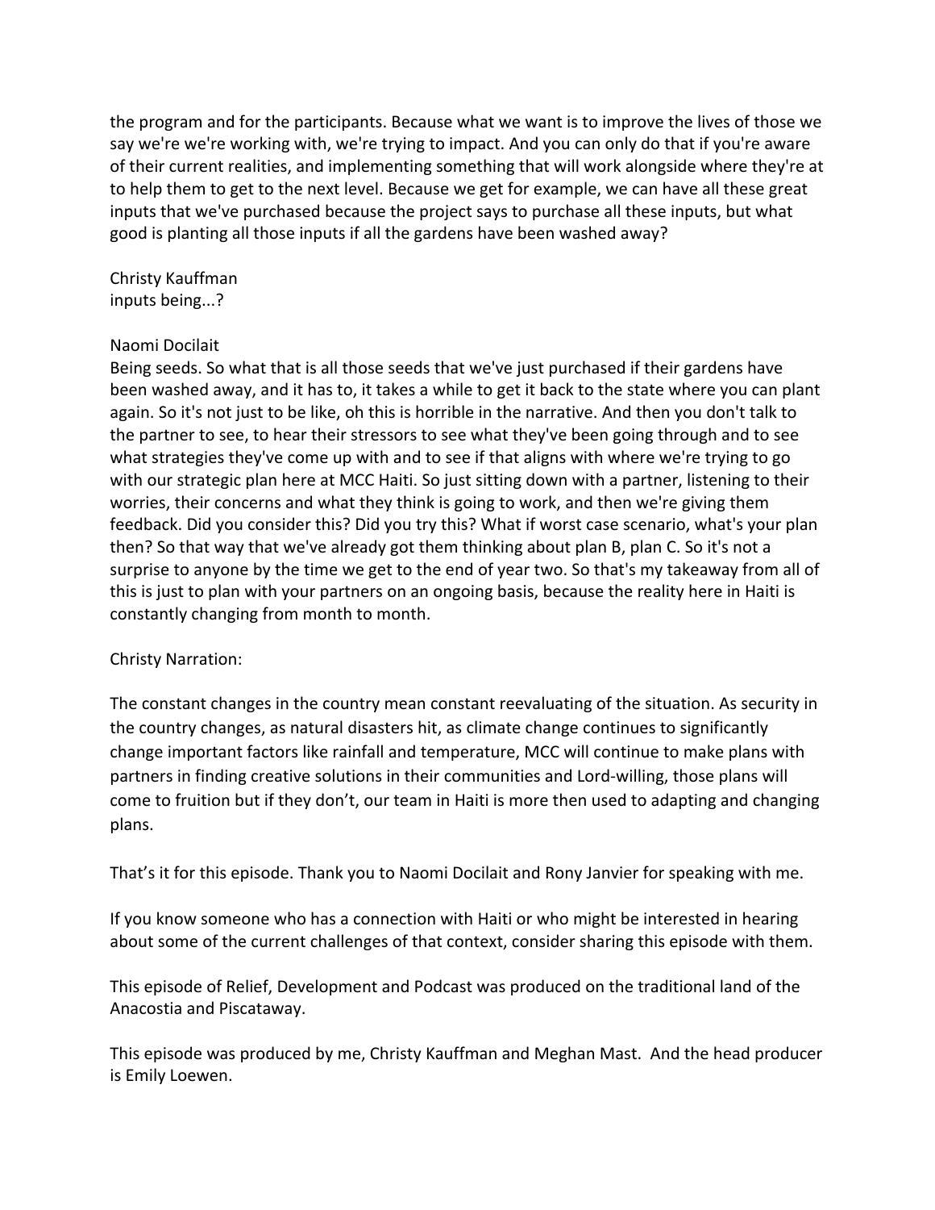the program and for the participants. Because what we want is to improve the lives of those we say we're we're working with, we're trying to impact. And you can only do that if you're aware of their current realities, and implementing something that will work alongside where they're at to help them to get to the next level. Because we get for example, we can have all these great inputs that we've purchased because the project says to purchase all these inputs, but what good is planting all those inputs if all the gardens have been washed away?

Christy Kauffman
inputs being...?

Naomi Docilait
Being seeds. So what that is all those seeds that we've just purchased if their gardens have been washed away, and it has to, it takes a while to get it back to the state where you can plant again. So it's not just to be like, oh this is horrible in the narrative. And then you don't talk to the partner to see, to hear their stressors to see what they've been going through and to see what strategies they've come up with and to see if that aligns with where we're trying to go with our strategic plan here at MCC Haiti. So just sitting down with a partner, listening to their worries, their concerns and what they think is going to work, and then we're giving them feedback. Did you consider this? Did you try this? What if worst case scenario, what's your plan then? So that way that we've already got them thinking about plan B, plan C. So it's not a surprise to anyone by the time we get to the end of year two. So that's my takeaway from all of this is just to plan with your partners on an ongoing basis, because the reality here in Haiti is constantly changing from month to month.

Christy Narration:

The constant changes in the country mean constant reevaluating of the situation. As security in the country changes, as natural disasters hit, as climate change continues to significantly change important factors like rainfall and temperature, MCC will continue to make plans with partners in finding creative solutions in their communities and Lord-willing, those plans will come to fruition but if they don't, our team in Haiti is more then used to adapting and changing plans.

That's it for this episode. Thank you to Naomi Docilait and Rony Janvier for speaking with me.

If you know someone who has a connection with Haiti or who might be interested in hearing about some of the current challenges of that context, consider sharing this episode with them.

This episode of Relief, Development and Podcast was produced on the traditional land of the Anacostia and Piscataway.

This episode was produced by me, Christy Kauffman and Meghan Mast. And the head producer is Emily Loewen.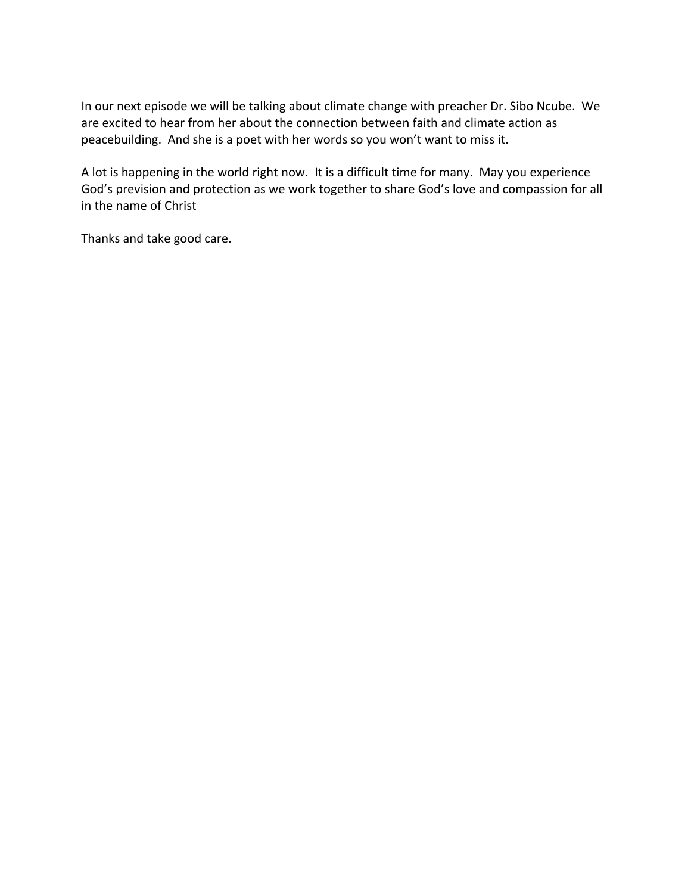In our next episode we will be talking about climate change with preacher Dr. Sibo Ncube. We are excited to hear from her about the connection between faith and climate action as peacebuilding. And she is a poet with her words so you won't want to miss it.

A lot is happening in the world right now. It is a difficult time for many. May you experience God's prevision and protection as we work together to share God's love and compassion for all in the name of Christ

Thanks and take good care.